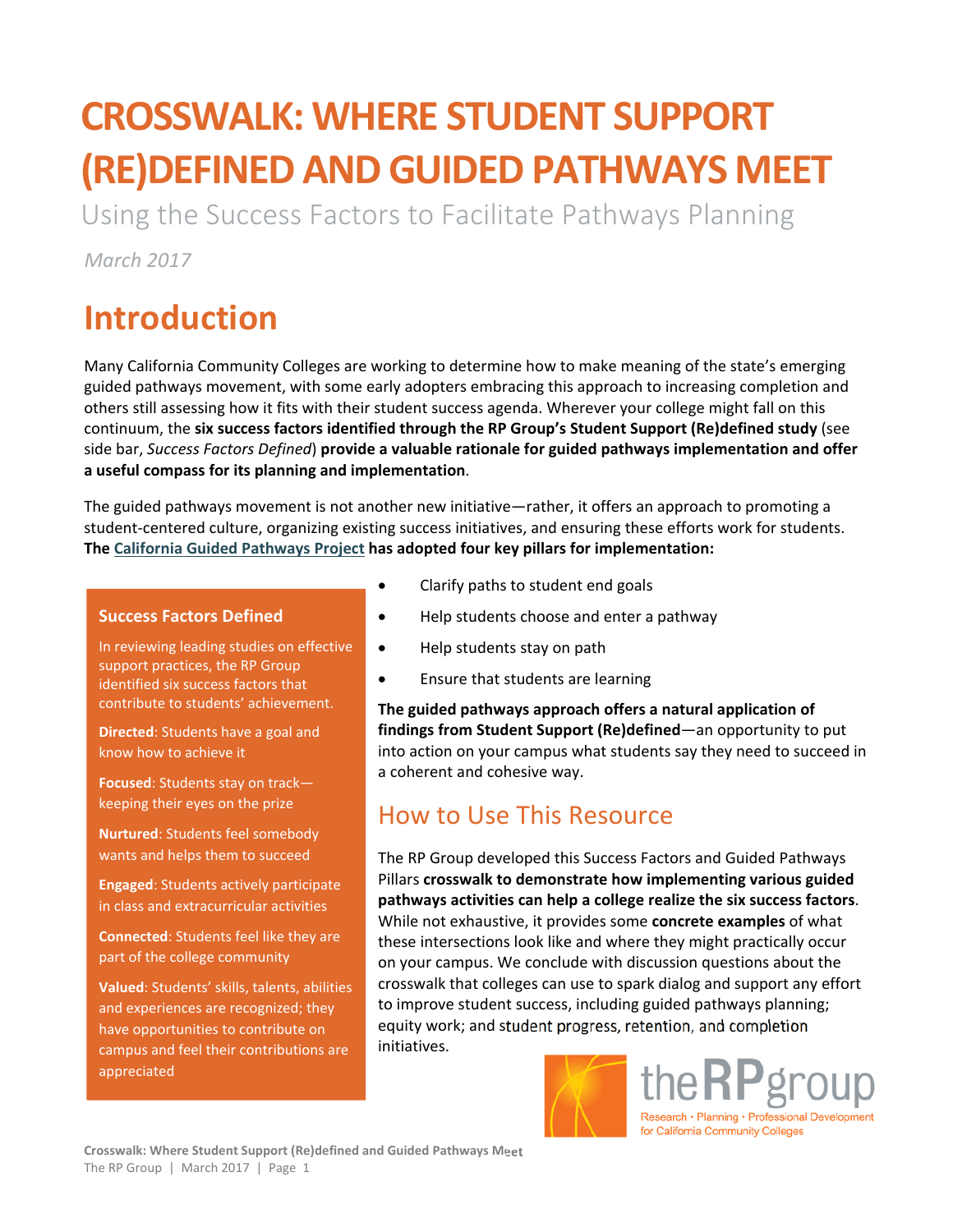# CROSSWALK: WHERE STUDENT SUPPORT (RE)DEFINED AND GUIDED PATHWAYS MEET

Using the Success Factors to Facilitate Pathways Planning

*March 2017*

## Introduction

Many California Community Colleges are working to determine how to make meaning of the state's emerging guided pathways movement, with some early adopters embracing this approach to increasing completion and others still assessing how it fits with their student success agenda. Wherever your college might fall on this continuum, the **six success factors identified through the RP Group's Student Support (Re)defined study** (see side bar, *Success Factors Defined*) **provide a valuable rationale for guided pathways implementation and offer a useful compass for its planning and implementation**.

The guided pathways movement is not another new initiative—rather, it offers an approach to promoting a student-centered culture, organizing existing success initiatives, and ensuring these efforts work for students. **The California Guided Pathways Project has adopted four key pillars for implementation:**

- Clarify paths to student end goals
- Help students choose and enter a pathway
- Help students stay on path
- Ensure that students are learning

**The guided pathways approach offers a natural application of findings from Student Support (Re)defined**—an opportunity to put into action on your campus what students say they need to succeed in a coherent and cohesive way.

### Success Factors Defined

In reviewing leading studies on effective support practices, the RP Group identified six success factors that contribute to students' achievement.

**Directed**: Students have a goal and know how to achieve it

**Focused**: Students stay on track—keeping their eyes on the prize

**Nurtured**: Students feel somebody wants and helps them to succeed

**Engaged**: Students actively participate in class and extracurricular activities

**Connected**: Students feel like they are part of the college community

**Valued**: Students' skills, talents, abilities and experiences are recognized; they have opportunities to contribute on campus and feel their contributions are appreciated

## How to Use This Resource

The RP Group developed this Success Factors and Guided Pathways Pillars **crosswalk to demonstrate how implementing various guided pathways activities can help a college realize the six success factors**. While not exhaustive, it provides some **concrete examples** of what these intersections look like and where they might practically occur on your campus. We conclude with discussion questions about the crosswalk that colleges can use to spark dialog and support any effort to improve student success, including guided pathways planning; equity work; and student progress, retention, and completion initiatives.

theRPgroup
Research • Planning • Professional Development for California Community Colleges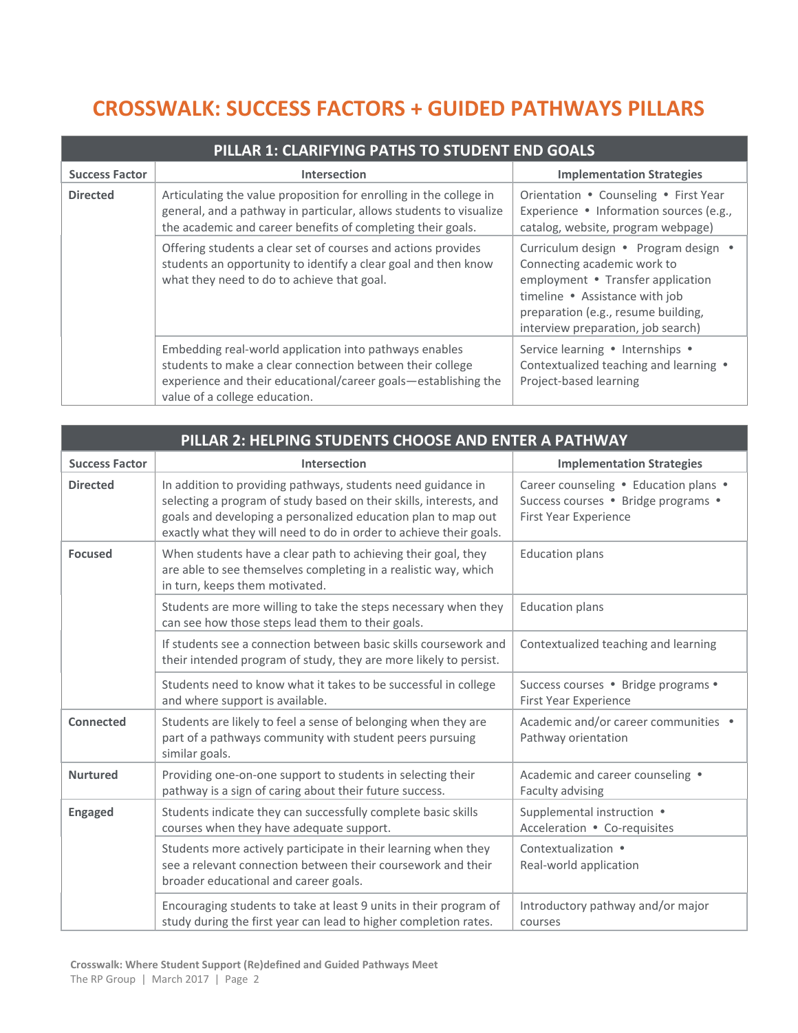# CROSSWALK: SUCCESS FACTORS + GUIDED PATHWAYS PILLARS

| PILLAR 1: CLARIFYING PATHS TO STUDENT END GOALS | | |
|---|---|---|
| **Success Factor** | **Intersection** | **Implementation Strategies** |
| **Directed** | Articulating the value proposition for enrolling in the college in general, and a pathway in particular, allows students to visualize the academic and career benefits of completing their goals. | Orientation • Counseling • First Year Experience • Information sources (e.g., catalog, website, program webpage) |
| | Offering students a clear set of courses and actions provides students an opportunity to identify a clear goal and then know what they need to do to achieve that goal. | Curriculum design • Program design • Connecting academic work to employment • Transfer application timeline • Assistance with job preparation (e.g., resume building, interview preparation, job search) |
| | Embedding real-world application into pathways enables students to make a clear connection between their college experience and their educational/career goals—establishing the value of a college education. | Service learning • Internships • Contextualized teaching and learning • Project-based learning |

| PILLAR 2: HELPING STUDENTS CHOOSE AND ENTER A PATHWAY | | |
|---|---|---|
| **Success Factor** | **Intersection** | **Implementation Strategies** |
| **Directed** | In addition to providing pathways, students need guidance in selecting a program of study based on their skills, interests, and goals and developing a personalized education plan to map out exactly what they will need to do in order to achieve their goals. | Career counseling • Education plans • Success courses • Bridge programs • First Year Experience |
| **Focused** | When students have a clear path to achieving their goal, they are able to see themselves completing in a realistic way, which in turn, keeps them motivated. | Education plans |
| | Students are more willing to take the steps necessary when they can see how those steps lead them to their goals. | Education plans |
| | If students see a connection between basic skills coursework and their intended program of study, they are more likely to persist. | Contextualized teaching and learning |
| | Students need to know what it takes to be successful in college and where support is available. | Success courses • Bridge programs • First Year Experience |
| **Connected** | Students are likely to feel a sense of belonging when they are part of a pathways community with student peers pursuing similar goals. | Academic and/or career communities • Pathway orientation |
| **Nurtured** | Providing one-on-one support to students in selecting their pathway is a sign of caring about their future success. | Academic and career counseling • Faculty advising |
| **Engaged** | Students indicate they can successfully complete basic skills courses when they have adequate support. | Supplemental instruction • Acceleration • Co-requisites |
| | Students more actively participate in their learning when they see a relevant connection between their coursework and their broader educational and career goals. | Contextualization • Real-world application |
| | Encouraging students to take at least 9 units in their program of study during the first year can lead to higher completion rates. | Introductory pathway and/or major courses |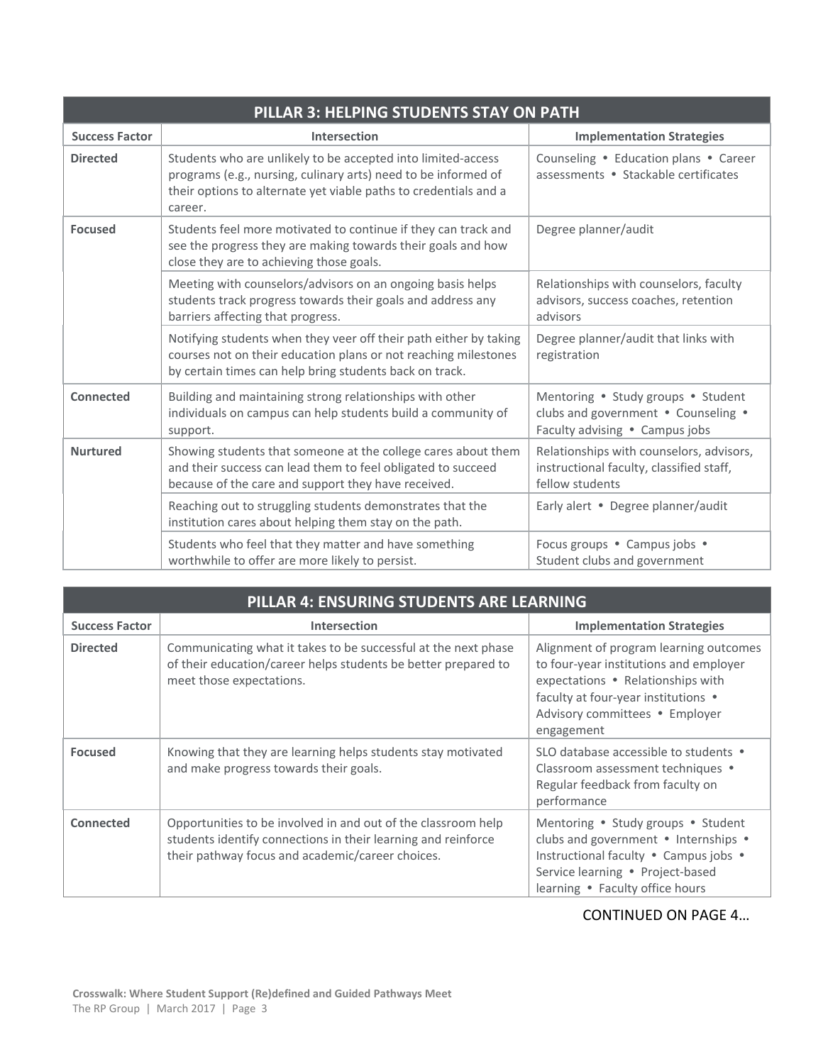| PILLAR 3: HELPING STUDENTS STAY ON PATH | | |
|---|---|---|
| **Success Factor** | **Intersection** | **Implementation Strategies** |
| **Directed** | Students who are unlikely to be accepted into limited-access programs (e.g., nursing, culinary arts) need to be informed of their options to alternate yet viable paths to credentials and a career. | Counseling • Education plans • Career assessments • Stackable certificates |
| **Focused** | Students feel more motivated to continue if they can track and see the progress they are making towards their goals and how close they are to achieving those goals. | Degree planner/audit |
| | Meeting with counselors/advisors on an ongoing basis helps students track progress towards their goals and address any barriers affecting that progress. | Relationships with counselors, faculty advisors, success coaches, retention advisors |
| | Notifying students when they veer off their path either by taking courses not on their education plans or not reaching milestones by certain times can help bring students back on track. | Degree planner/audit that links with registration |
| **Connected** | Building and maintaining strong relationships with other individuals on campus can help students build a community of support. | Mentoring • Study groups • Student clubs and government • Counseling • Faculty advising • Campus jobs |
| **Nurtured** | Showing students that someone at the college cares about them and their success can lead them to feel obligated to succeed because of the care and support they have received. | Relationships with counselors, advisors, instructional faculty, classified staff, fellow students |
| | Reaching out to struggling students demonstrates that the institution cares about helping them stay on the path. | Early alert • Degree planner/audit |
| | Students who feel that they matter and have something worthwhile to offer are more likely to persist. | Focus groups • Campus jobs • Student clubs and government |

| PILLAR 4: ENSURING STUDENTS ARE LEARNING | | |
|---|---|---|
| **Success Factor** | **Intersection** | **Implementation Strategies** |
| **Directed** | Communicating what it takes to be successful at the next phase of their education/career helps students be better prepared to meet those expectations. | Alignment of program learning outcomes to four-year institutions and employer expectations • Relationships with faculty at four-year institutions • Advisory committees • Employer engagement |
| **Focused** | Knowing that they are learning helps students stay motivated and make progress towards their goals. | SLO database accessible to students • Classroom assessment techniques • Regular feedback from faculty on performance |
| **Connected** | Opportunities to be involved in and out of the classroom help students identify connections in their learning and reinforce their pathway focus and academic/career choices. | Mentoring • Study groups • Student clubs and government • Internships • Instructional faculty • Campus jobs • Service learning • Project-based learning • Faculty office hours |

CONTINUED ON PAGE 4…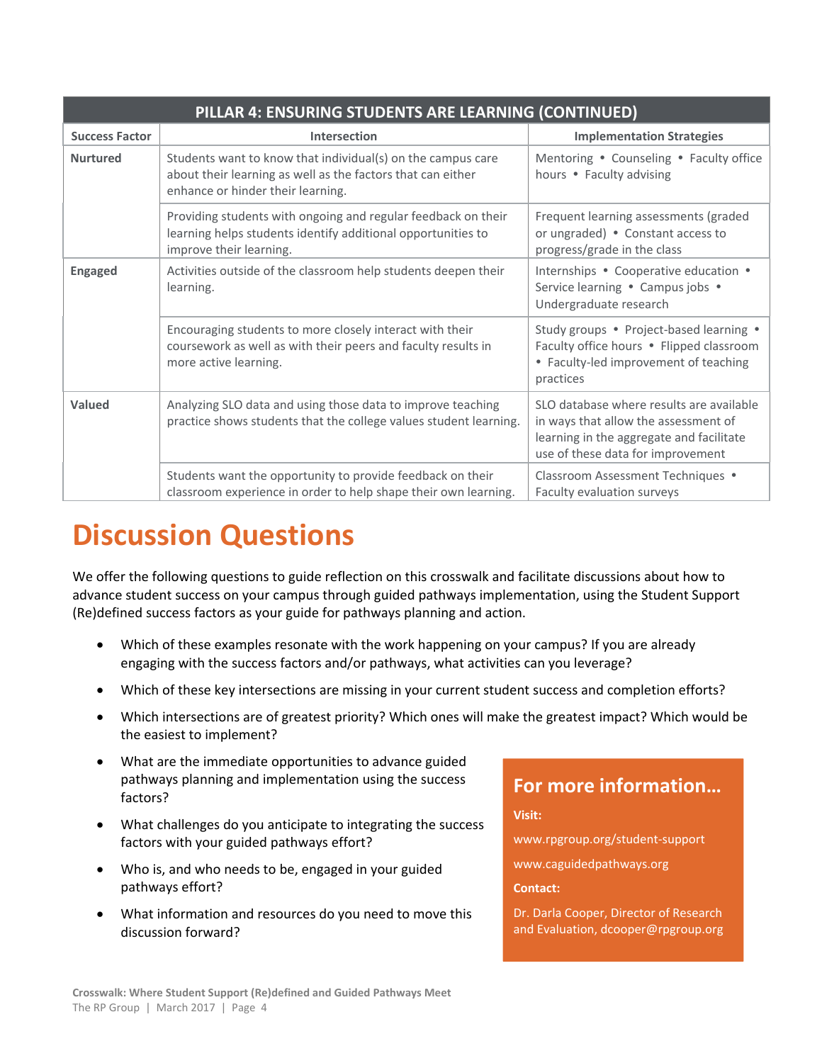| PILLAR 4: ENSURING STUDENTS ARE LEARNING (CONTINUED) | | |
|---|---|---|
| **Success Factor** | **Intersection** | **Implementation Strategies** |
| **Nurtured** | Students want to know that individual(s) on the campus care about their learning as well as the factors that can either enhance or hinder their learning. | Mentoring • Counseling • Faculty office hours • Faculty advising |
| | Providing students with ongoing and regular feedback on their learning helps students identify additional opportunities to improve their learning. | Frequent learning assessments (graded or ungraded) • Constant access to progress/grade in the class |
| **Engaged** | Activities outside of the classroom help students deepen their learning. | Internships • Cooperative education • Service learning • Campus jobs • Undergraduate research |
| | Encouraging students to more closely interact with their coursework as well as with their peers and faculty results in more active learning. | Study groups • Project-based learning • Faculty office hours • Flipped classroom • Faculty-led improvement of teaching practices |
| **Valued** | Analyzing SLO data and using those data to improve teaching practice shows students that the college values student learning. | SLO database where results are available in ways that allow the assessment of learning in the aggregate and facilitate use of these data for improvement |
| | Students want the opportunity to provide feedback on their classroom experience in order to help shape their own learning. | Classroom Assessment Techniques • Faculty evaluation surveys |

# Discussion Questions

We offer the following questions to guide reflection on this crosswalk and facilitate discussions about how to advance student success on your campus through guided pathways implementation, using the Student Support (Re)defined success factors as your guide for pathways planning and action.

- Which of these examples resonate with the work happening on your campus? If you are already engaging with the success factors and/or pathways, what activities can you leverage?
- Which of these key intersections are missing in your current student success and completion efforts?
- Which intersections are of greatest priority? Which ones will make the greatest impact? Which would be the easiest to implement?
- What are the immediate opportunities to advance guided pathways planning and implementation using the success factors?
- What challenges do you anticipate to integrating the success factors with your guided pathways effort?
- Who is, and who needs to be, engaged in your guided pathways effort?
- What information and resources do you need to move this discussion forward?

## For more information…

**Visit:**

www.rpgroup.org/student-support

www.caguidedpathways.org

**Contact:**

Dr. Darla Cooper, Director of Research and Evaluation, dcooper@rpgroup.org